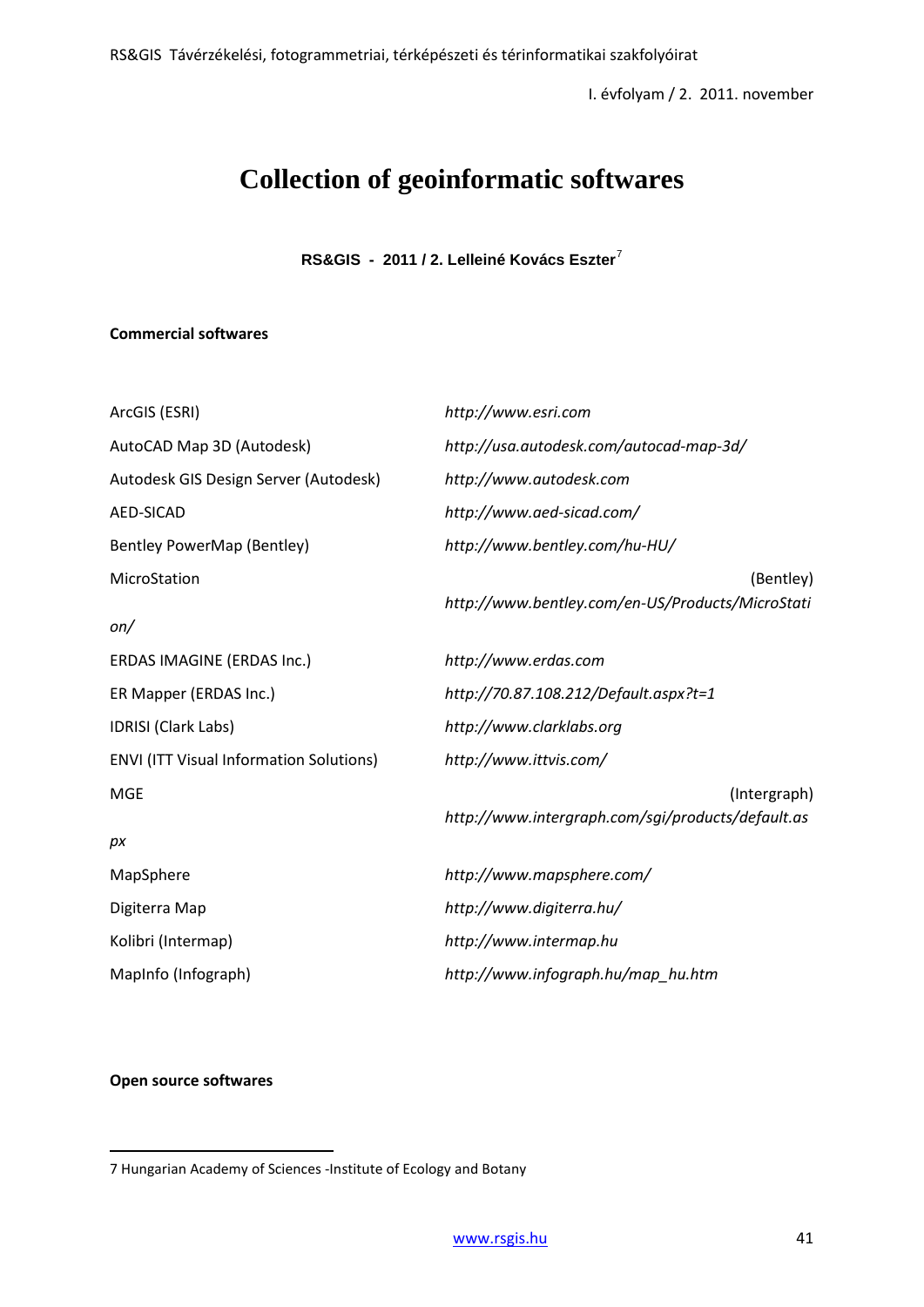# Collection of geoinformatic softwares

**RS&GIS - 2011 / 2. Lelleiné Kovács Eszter**[7]

**Commercial softwares**

| | |
|---|---|
| ArcGIS (ESRI) | *http://www.esri.com* |
| AutoCAD Map 3D (Autodesk) | *http://usa.autodesk.com/autocad-map-3d/* |
| Autodesk GIS Design Server (Autodesk) | *http://www.autodesk.com* |
| AED-SICAD | *http://www.aed-sicad.com/* |
| Bentley PowerMap (Bentley) | *http://www.bentley.com/hu-HU/* |
| MicroStation (Bentley) | *http://www.bentley.com/en-US/Products/MicroStation/* |
| ERDAS IMAGINE (ERDAS Inc.) | *http://www.erdas.com* |
| ER Mapper (ERDAS Inc.) | *http://70.87.108.212/Default.aspx?t=1* |
| IDRISI (Clark Labs) | *http://www.clarklabs.org* |
| ENVI (ITT Visual Information Solutions) | *http://www.ittvis.com/* |
| MGE (Intergraph) | *http://www.intergraph.com/sgi/products/default.aspx* |
| MapSphere | *http://www.mapsphere.com/* |
| Digiterra Map | *http://www.digiterra.hu/* |
| Kolibri (Intermap) | *http://www.intermap.hu* |
| MapInfo (Infograph) | *http://www.infograph.hu/map_hu.htm* |

**Open source softwares**

7 Hungarian Academy of Sciences -Institute of Ecology and Botany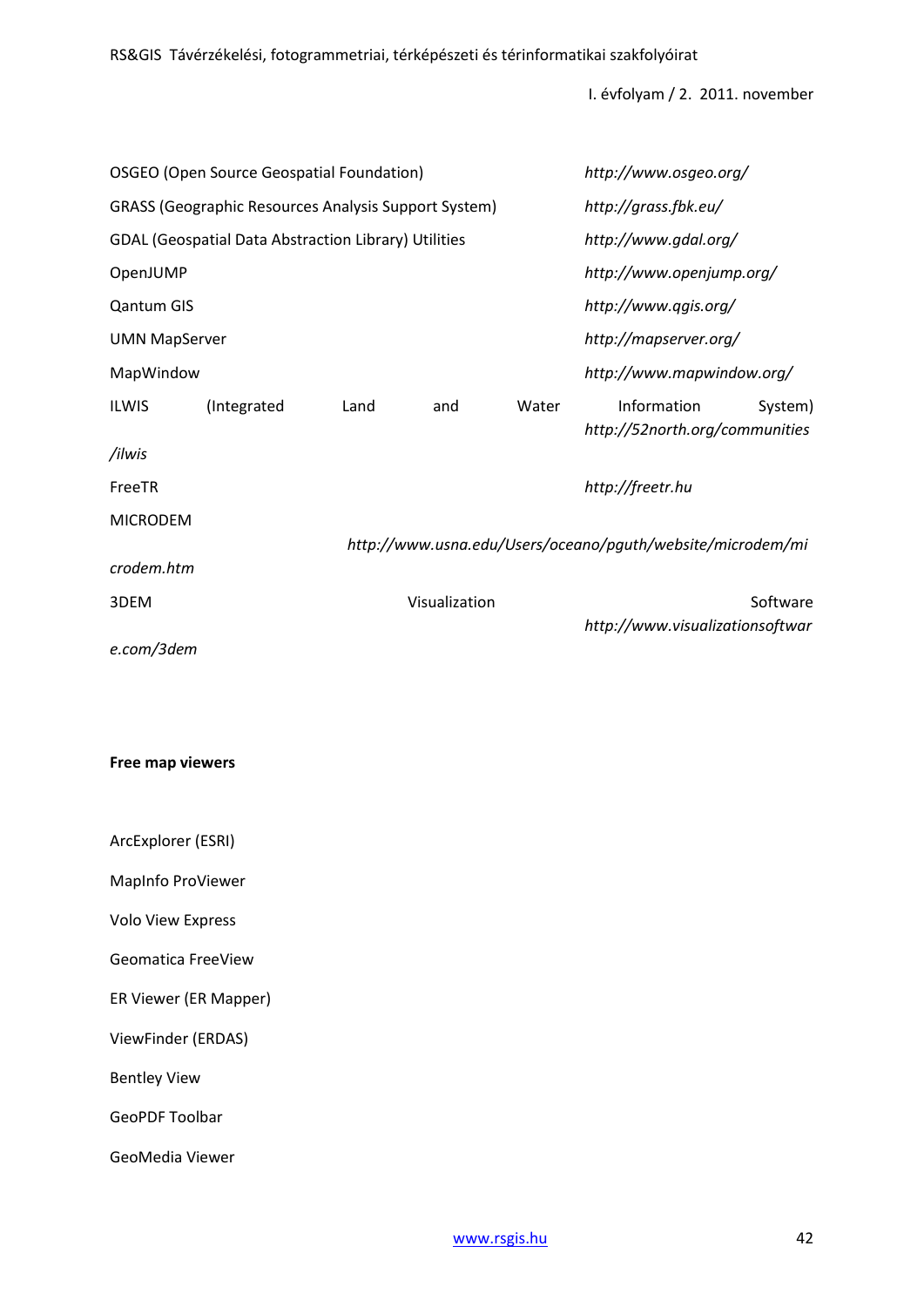OSGEO (Open Source Geospatial Foundation) *http://www.osgeo.org/*

GRASS (Geographic Resources Analysis Support System) *http://grass.fbk.eu/*

GDAL (Geospatial Data Abstraction Library) Utilities *http://www.gdal.org/*

OpenJUMP *http://www.openjump.org/*

Qantum GIS *http://www.qgis.org/*

UMN MapServer *http://mapserver.org/*

MapWindow *http://www.mapwindow.org/*

ILWIS (Integrated Land and Water Information System) *http://52north.org/communities/ilwis*

FreeTR *http://freetr.hu*

MICRODEM *http://www.usna.edu/Users/oceano/pguth/website/microdem/microdem.htm*

3DEM Visualization Software *http://www.visualizationsoftware.com/3dem*

**Free map viewers**

ArcExplorer (ESRI)

MapInfo ProViewer

Volo View Express

Geomatica FreeView

ER Viewer (ER Mapper)

ViewFinder (ERDAS)

Bentley View

GeoPDF Toolbar

GeoMedia Viewer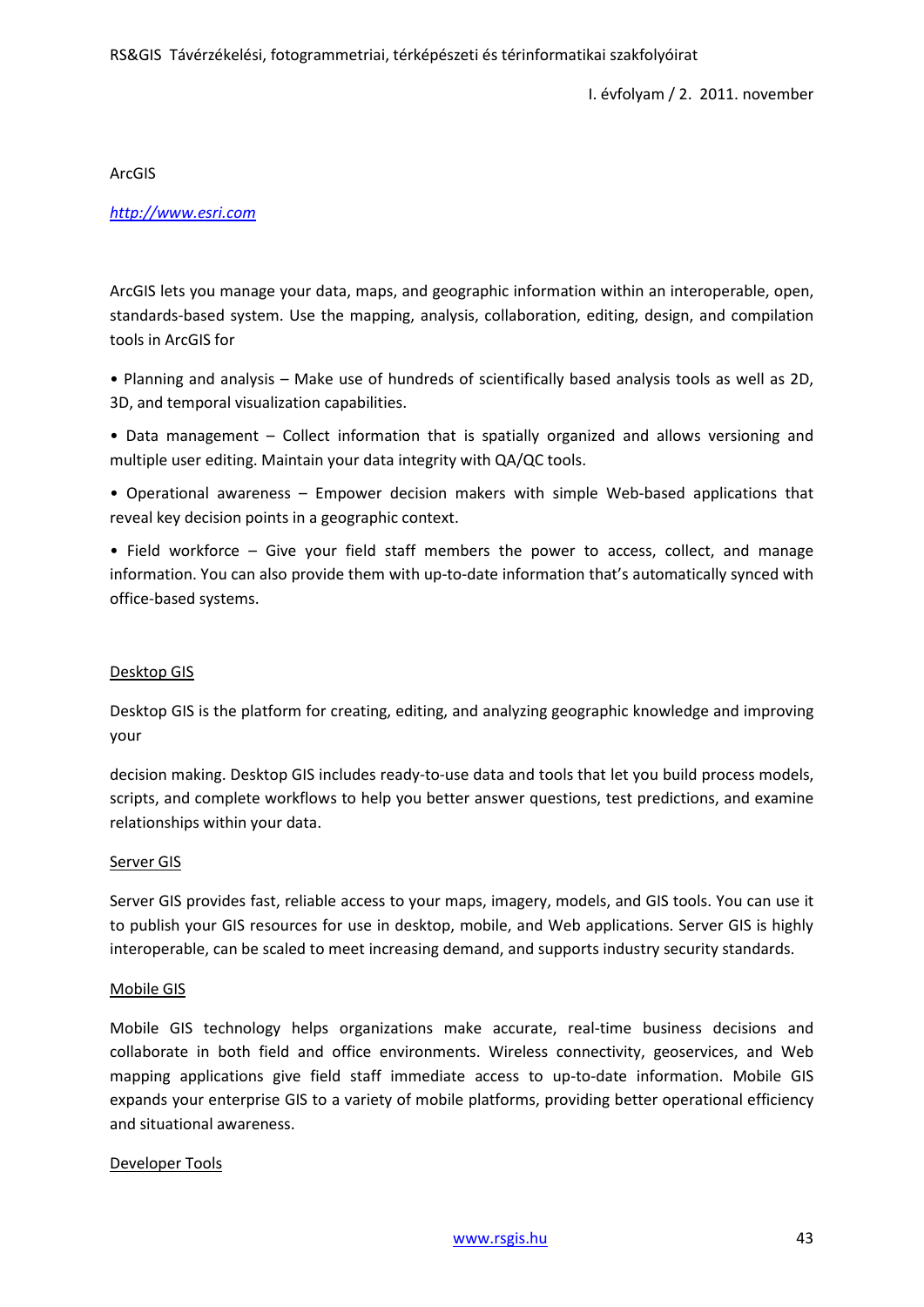ArcGIS

*[http://www.esri.com](http://www.esri.com)*

ArcGIS lets you manage your data, maps, and geographic information within an interoperable, open, standards-based system. Use the mapping, analysis, collaboration, editing, design, and compilation tools in ArcGIS for

- Planning and analysis – Make use of hundreds of scientifically based analysis tools as well as 2D, 3D, and temporal visualization capabilities.
- Data management – Collect information that is spatially organized and allows versioning and multiple user editing. Maintain your data integrity with QA/QC tools.
- Operational awareness – Empower decision makers with simple Web-based applications that reveal key decision points in a geographic context.
- Field workforce – Give your field staff members the power to access, collect, and manage information. You can also provide them with up-to-date information that's automatically synced with office-based systems.

## Desktop GIS

Desktop GIS is the platform for creating, editing, and analyzing geographic knowledge and improving your

decision making. Desktop GIS includes ready-to-use data and tools that let you build process models, scripts, and complete workflows to help you better answer questions, test predictions, and examine relationships within your data.

## Server GIS

Server GIS provides fast, reliable access to your maps, imagery, models, and GIS tools. You can use it to publish your GIS resources for use in desktop, mobile, and Web applications. Server GIS is highly interoperable, can be scaled to meet increasing demand, and supports industry security standards.

## Mobile GIS

Mobile GIS technology helps organizations make accurate, real-time business decisions and collaborate in both field and office environments. Wireless connectivity, geoservices, and Web mapping applications give field staff immediate access to up-to-date information. Mobile GIS expands your enterprise GIS to a variety of mobile platforms, providing better operational efficiency and situational awareness.

## Developer Tools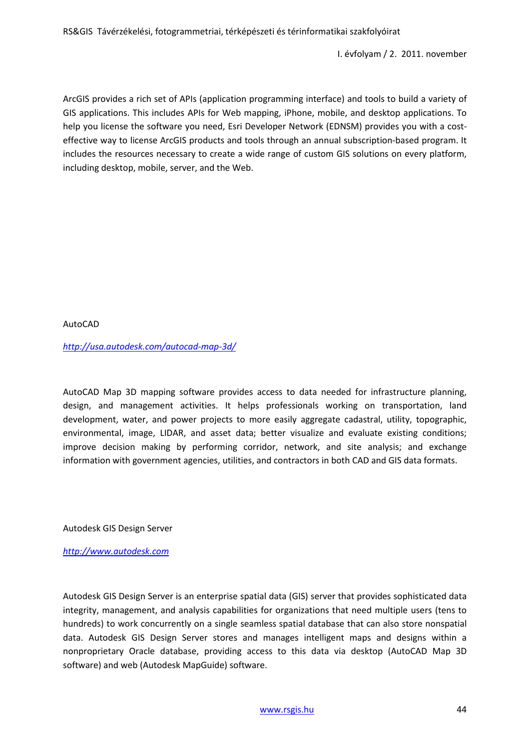ArcGIS provides a rich set of APIs (application programming interface) and tools to build a variety of GIS applications. This includes APIs for Web mapping, iPhone, mobile, and desktop applications. To help you license the software you need, Esri Developer Network (EDNSM) provides you with a cost-effective way to license ArcGIS products and tools through an annual subscription-based program. It includes the resources necessary to create a wide range of custom GIS solutions on every platform, including desktop, mobile, server, and the Web.

AutoCAD

*http://usa.autodesk.com/autocad-map-3d/*

AutoCAD Map 3D mapping software provides access to data needed for infrastructure planning, design, and management activities. It helps professionals working on transportation, land development, water, and power projects to more easily aggregate cadastral, utility, topographic, environmental, image, LIDAR, and asset data; better visualize and evaluate existing conditions; improve decision making by performing corridor, network, and site analysis; and exchange information with government agencies, utilities, and contractors in both CAD and GIS data formats.

Autodesk GIS Design Server

*http://www.autodesk.com*

Autodesk GIS Design Server is an enterprise spatial data (GIS) server that provides sophisticated data integrity, management, and analysis capabilities for organizations that need multiple users (tens to hundreds) to work concurrently on a single seamless spatial database that can also store nonspatial data. Autodesk GIS Design Server stores and manages intelligent maps and designs within a nonproprietary Oracle database, providing access to this data via desktop (AutoCAD Map 3D software) and web (Autodesk MapGuide) software.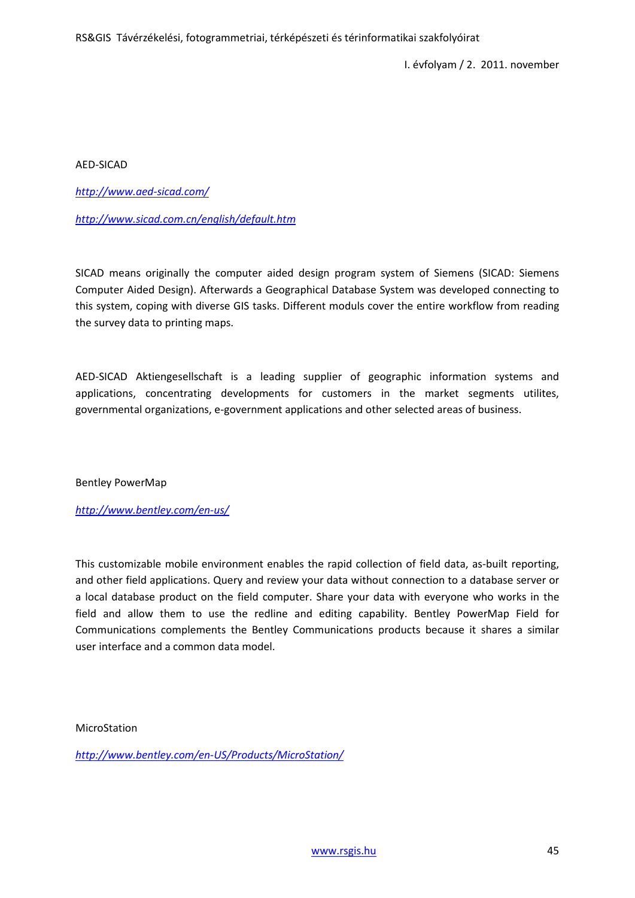AED-SICAD

*http://www.aed-sicad.com/*

*http://www.sicad.com.cn/english/default.htm*

SICAD means originally the computer aided design program system of Siemens (SICAD: Siemens Computer Aided Design). Afterwards a Geographical Database System was developed connecting to this system, coping with diverse GIS tasks. Different moduls cover the entire workflow from reading the survey data to printing maps.

AED-SICAD Aktiengesellschaft is a leading supplier of geographic information systems and applications, concentrating developments for customers in the market segments utilites, governmental organizations, e-government applications and other selected areas of business.

Bentley PowerMap

*http://www.bentley.com/en-us/*

This customizable mobile environment enables the rapid collection of field data, as-built reporting, and other field applications. Query and review your data without connection to a database server or a local database product on the field computer. Share your data with everyone who works in the field and allow them to use the redline and editing capability. Bentley PowerMap Field for Communications complements the Bentley Communications products because it shares a similar user interface and a common data model.

MicroStation

*http://www.bentley.com/en-US/Products/MicroStation/*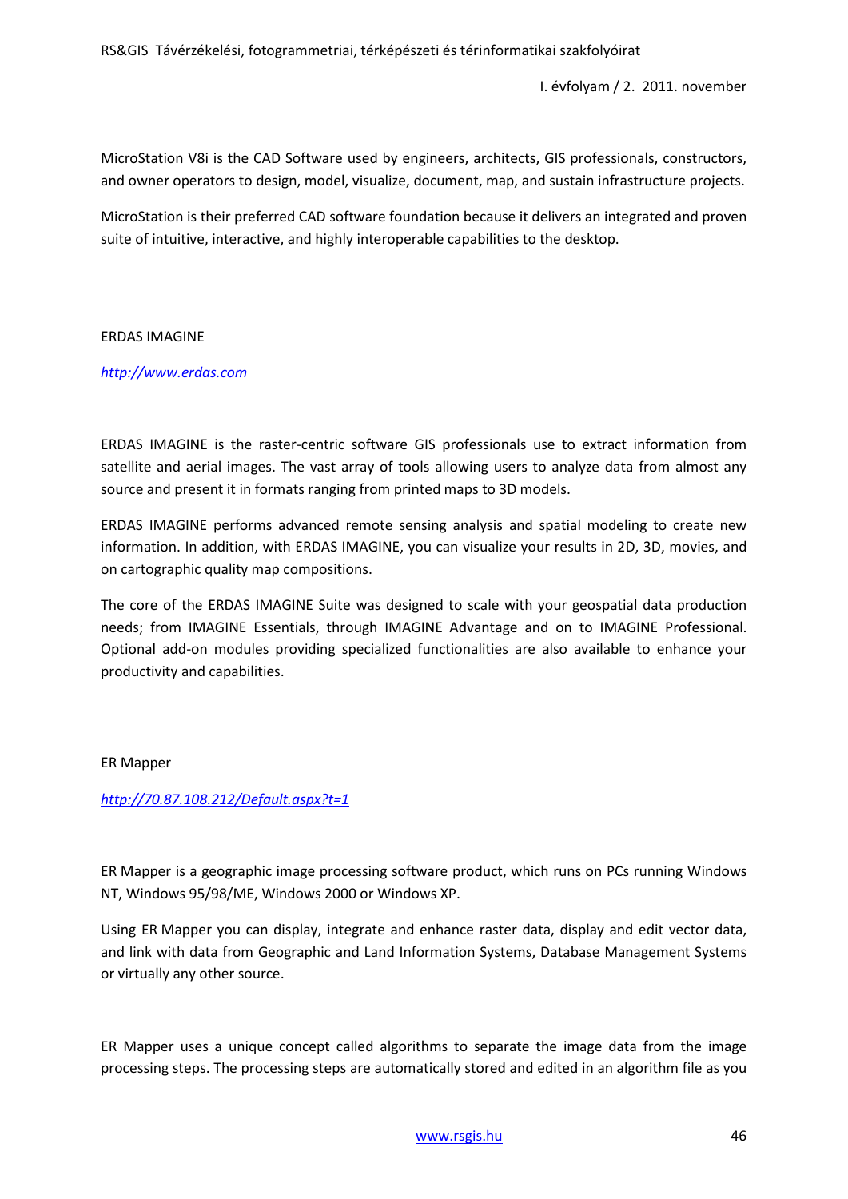MicroStation V8i is the CAD Software used by engineers, architects, GIS professionals, constructors, and owner operators to design, model, visualize, document, map, and sustain infrastructure projects.

MicroStation is their preferred CAD software foundation because it delivers an integrated and proven suite of intuitive, interactive, and highly interoperable capabilities to the desktop.

ERDAS IMAGINE

*http://www.erdas.com*

ERDAS IMAGINE is the raster-centric software GIS professionals use to extract information from satellite and aerial images. The vast array of tools allowing users to analyze data from almost any source and present it in formats ranging from printed maps to 3D models.

ERDAS IMAGINE performs advanced remote sensing analysis and spatial modeling to create new information. In addition, with ERDAS IMAGINE, you can visualize your results in 2D, 3D, movies, and on cartographic quality map compositions.

The core of the ERDAS IMAGINE Suite was designed to scale with your geospatial data production needs; from IMAGINE Essentials, through IMAGINE Advantage and on to IMAGINE Professional. Optional add-on modules providing specialized functionalities are also available to enhance your productivity and capabilities.

ER Mapper

*http://70.87.108.212/Default.aspx?t=1*

ER Mapper is a geographic image processing software product, which runs on PCs running Windows NT, Windows 95/98/ME, Windows 2000 or Windows XP.

Using ER Mapper you can display, integrate and enhance raster data, display and edit vector data, and link with data from Geographic and Land Information Systems, Database Management Systems or virtually any other source.

ER Mapper uses a unique concept called algorithms to separate the image data from the image processing steps. The processing steps are automatically stored and edited in an algorithm file as you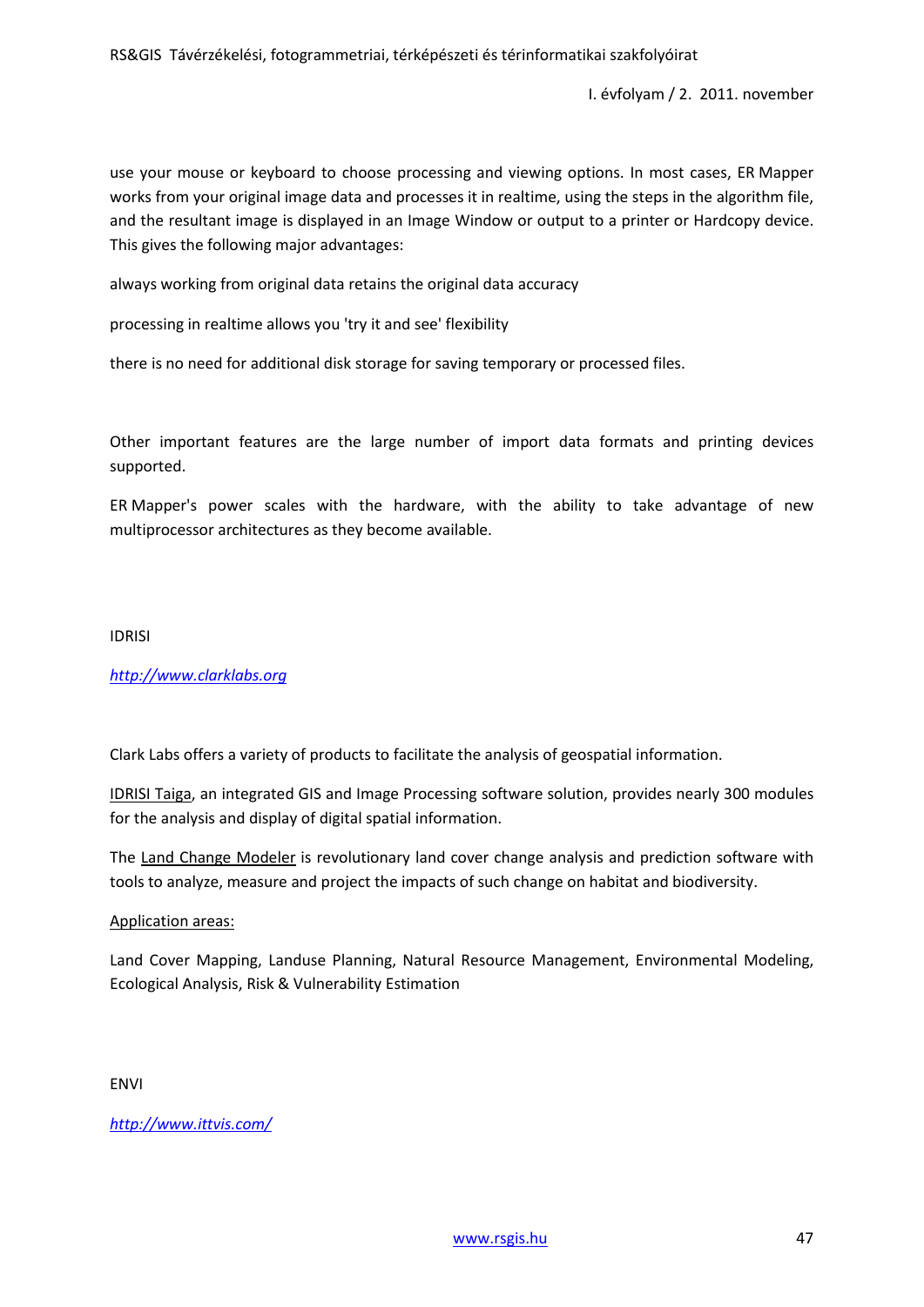use your mouse or keyboard to choose processing and viewing options. In most cases, ER Mapper works from your original image data and processes it in realtime, using the steps in the algorithm file, and the resultant image is displayed in an Image Window or output to a printer or Hardcopy device. This gives the following major advantages:

always working from original data retains the original data accuracy

processing in realtime allows you 'try it and see' flexibility

there is no need for additional disk storage for saving temporary or processed files.

Other important features are the large number of import data formats and printing devices supported.

ER Mapper's power scales with the hardware, with the ability to take advantage of new multiprocessor architectures as they become available.

IDRISI

*http://www.clarklabs.org*

Clark Labs offers a variety of products to facilitate the analysis of geospatial information.

IDRISI Taiga, an integrated GIS and Image Processing software solution, provides nearly 300 modules for the analysis and display of digital spatial information.

The Land Change Modeler is revolutionary land cover change analysis and prediction software with tools to analyze, measure and project the impacts of such change on habitat and biodiversity.

Application areas:

Land Cover Mapping, Landuse Planning, Natural Resource Management, Environmental Modeling, Ecological Analysis, Risk & Vulnerability Estimation

ENVI

*http://www.ittvis.com/*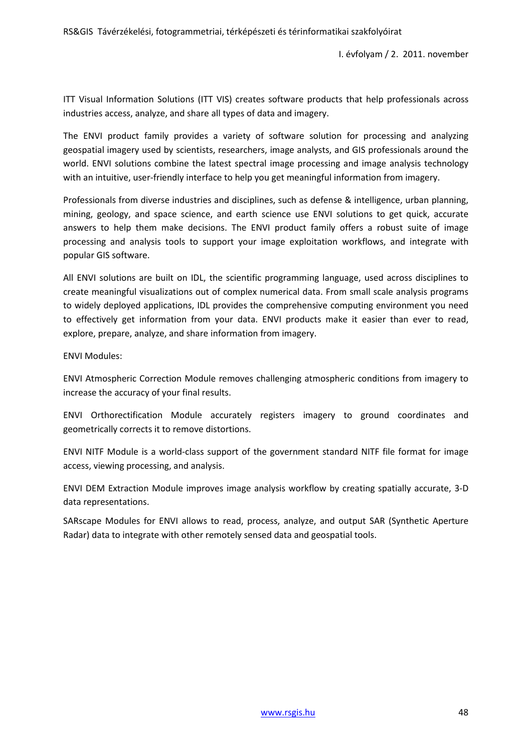ITT Visual Information Solutions (ITT VIS) creates software products that help professionals across industries access, analyze, and share all types of data and imagery.

The ENVI product family provides a variety of software solution for processing and analyzing geospatial imagery used by scientists, researchers, image analysts, and GIS professionals around the world. ENVI solutions combine the latest spectral image processing and image analysis technology with an intuitive, user-friendly interface to help you get meaningful information from imagery.

Professionals from diverse industries and disciplines, such as defense & intelligence, urban planning, mining, geology, and space science, and earth science use ENVI solutions to get quick, accurate answers to help them make decisions. The ENVI product family offers a robust suite of image processing and analysis tools to support your image exploitation workflows, and integrate with popular GIS software.

All ENVI solutions are built on IDL, the scientific programming language, used across disciplines to create meaningful visualizations out of complex numerical data. From small scale analysis programs to widely deployed applications, IDL provides the comprehensive computing environment you need to effectively get information from your data. ENVI products make it easier than ever to read, explore, prepare, analyze, and share information from imagery.

ENVI Modules:

ENVI Atmospheric Correction Module removes challenging atmospheric conditions from imagery to increase the accuracy of your final results.

ENVI Orthorectification Module accurately registers imagery to ground coordinates and geometrically corrects it to remove distortions.

ENVI NITF Module is a world-class support of the government standard NITF file format for image access, viewing processing, and analysis.

ENVI DEM Extraction Module improves image analysis workflow by creating spatially accurate, 3-D data representations.

SARscape Modules for ENVI allows to read, process, analyze, and output SAR (Synthetic Aperture Radar) data to integrate with other remotely sensed data and geospatial tools.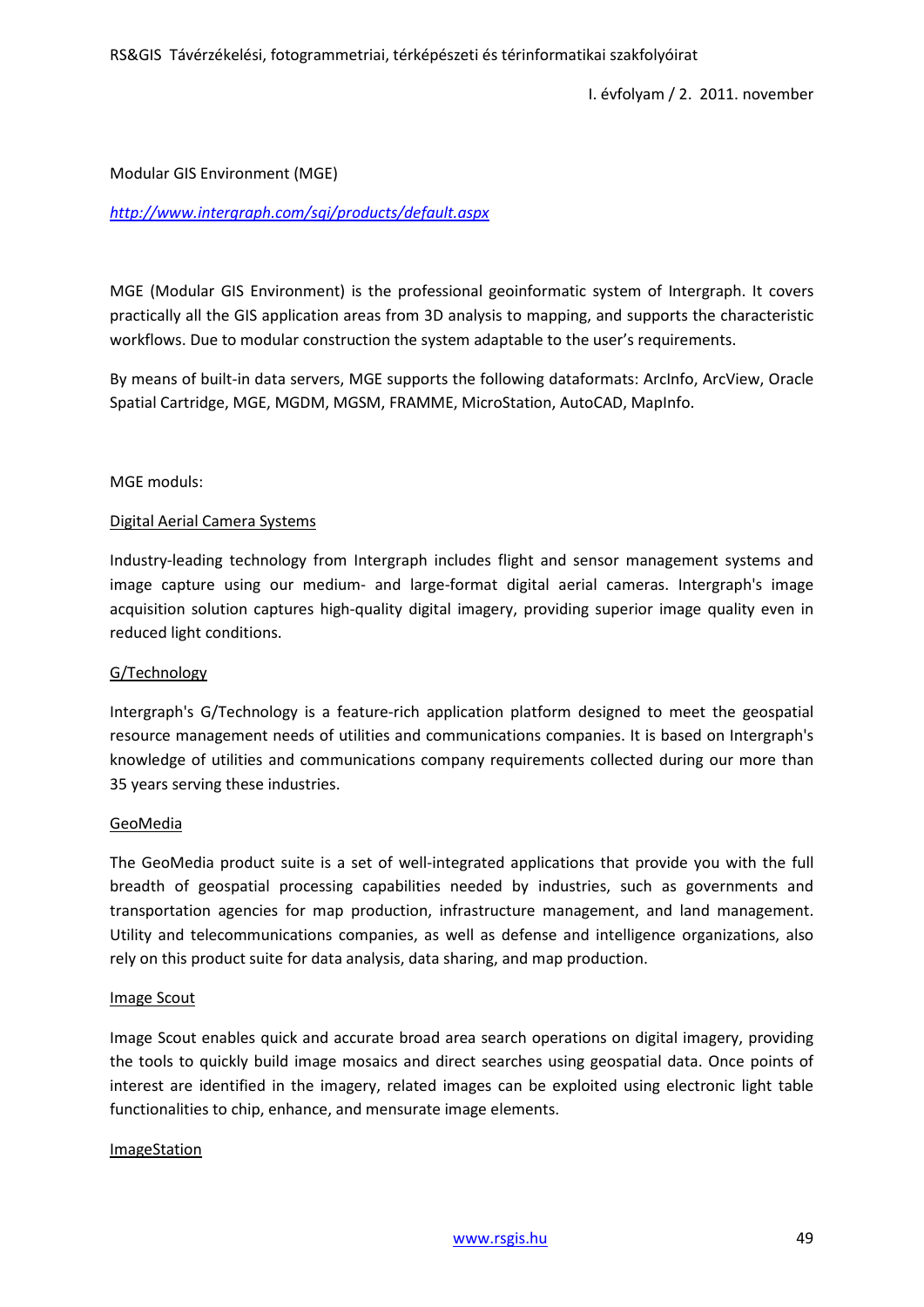Modular GIS Environment (MGE)

*http://www.intergraph.com/sgi/products/default.aspx*

MGE (Modular GIS Environment) is the professional geoinformatic system of Intergraph. It covers practically all the GIS application areas from 3D analysis to mapping, and supports the characteristic workflows. Due to modular construction the system adaptable to the user's requirements.

By means of built-in data servers, MGE supports the following dataformats: ArcInfo, ArcView, Oracle Spatial Cartridge, MGE, MGDM, MGSM, FRAMME, MicroStation, AutoCAD, MapInfo.

MGE moduls:

Digital Aerial Camera Systems

Industry-leading technology from Intergraph includes flight and sensor management systems and image capture using our medium- and large-format digital aerial cameras. Intergraph's image acquisition solution captures high-quality digital imagery, providing superior image quality even in reduced light conditions.

G/Technology

Intergraph's G/Technology is a feature-rich application platform designed to meet the geospatial resource management needs of utilities and communications companies. It is based on Intergraph's knowledge of utilities and communications company requirements collected during our more than 35 years serving these industries.

GeoMedia

The GeoMedia product suite is a set of well-integrated applications that provide you with the full breadth of geospatial processing capabilities needed by industries, such as governments and transportation agencies for map production, infrastructure management, and land management. Utility and telecommunications companies, as well as defense and intelligence organizations, also rely on this product suite for data analysis, data sharing, and map production.

Image Scout

Image Scout enables quick and accurate broad area search operations on digital imagery, providing the tools to quickly build image mosaics and direct searches using geospatial data. Once points of interest are identified in the imagery, related images can be exploited using electronic light table functionalities to chip, enhance, and mensurate image elements.

ImageStation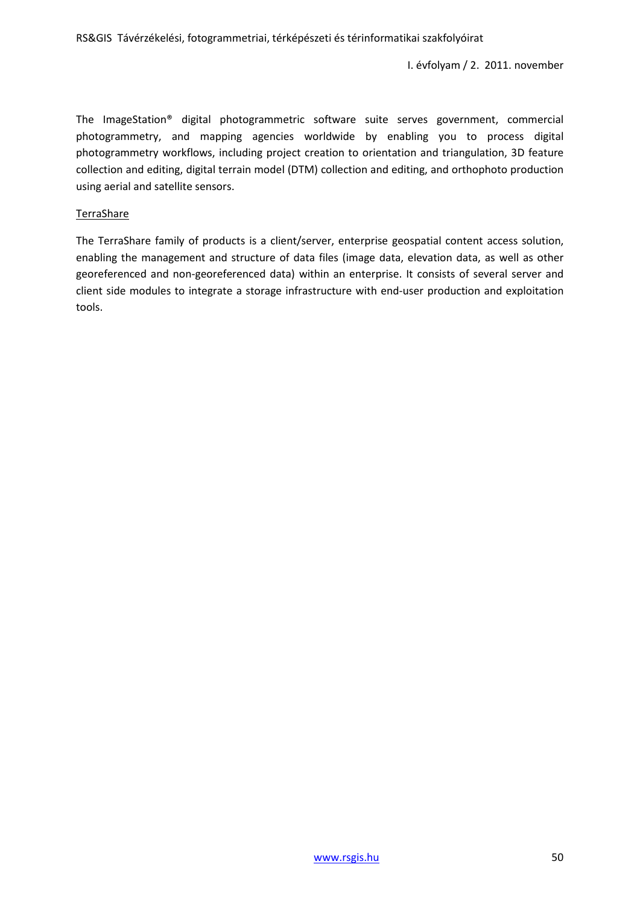The ImageStation® digital photogrammetric software suite serves government, commercial photogrammetry, and mapping agencies worldwide by enabling you to process digital photogrammetry workflows, including project creation to orientation and triangulation, 3D feature collection and editing, digital terrain model (DTM) collection and editing, and orthophoto production using aerial and satellite sensors.

<u>TerraShare</u>

The TerraShare family of products is a client/server, enterprise geospatial content access solution, enabling the management and structure of data files (image data, elevation data, as well as other georeferenced and non-georeferenced data) within an enterprise. It consists of several server and client side modules to integrate a storage infrastructure with end-user production and exploitation tools.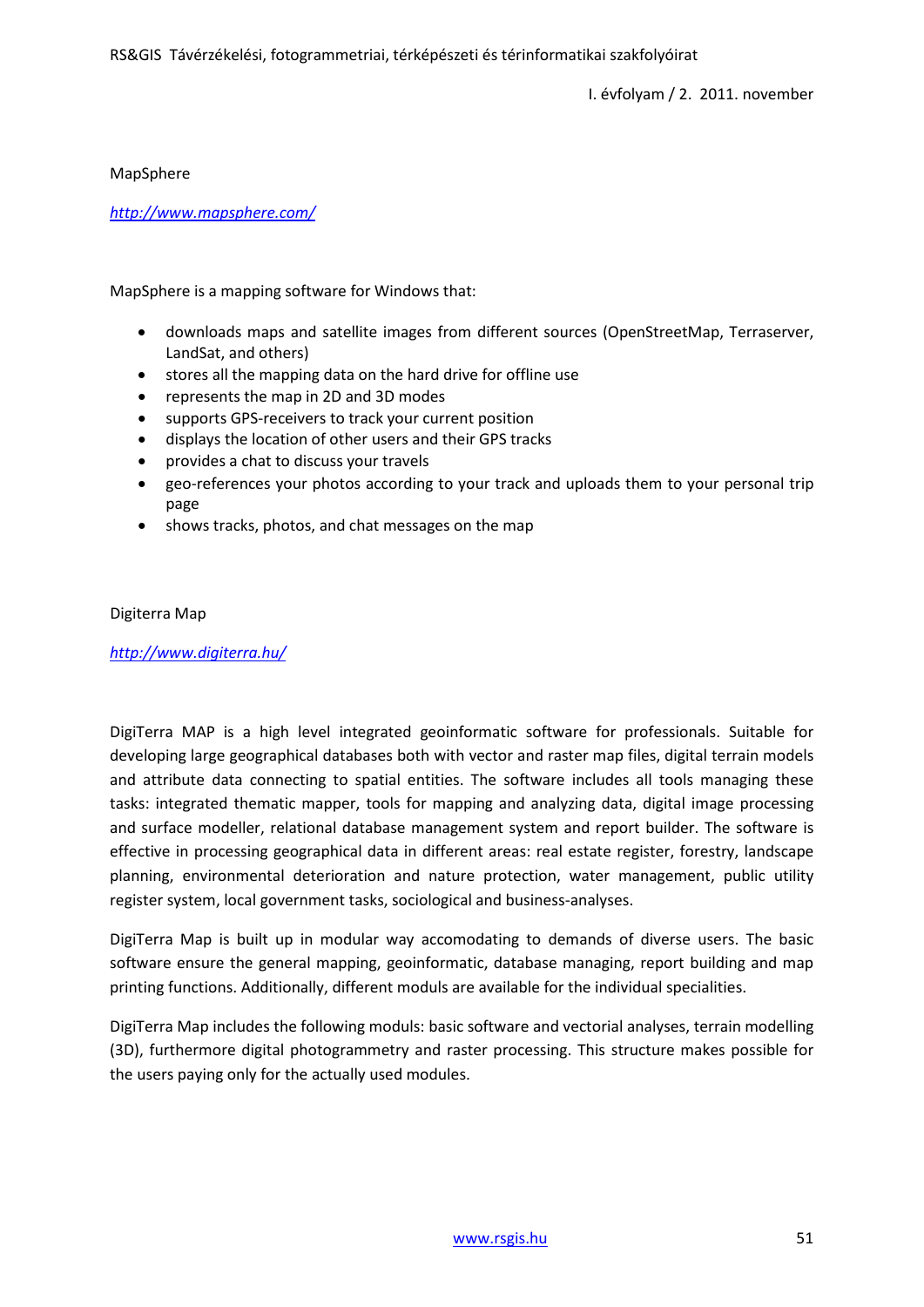## MapSphere

*http://www.mapsphere.com/*

MapSphere is a mapping software for Windows that:

- downloads maps and satellite images from different sources (OpenStreetMap, Terraserver, LandSat, and others)
- stores all the mapping data on the hard drive for offline use
- represents the map in 2D and 3D modes
- supports GPS-receivers to track your current position
- displays the location of other users and their GPS tracks
- provides a chat to discuss your travels
- geo-references your photos according to your track and uploads them to your personal trip page
- shows tracks, photos, and chat messages on the map

## Digiterra Map

*http://www.digiterra.hu/*

DigiTerra MAP is a high level integrated geoinformatic software for professionals. Suitable for developing large geographical databases both with vector and raster map files, digital terrain models and attribute data connecting to spatial entities. The software includes all tools managing these tasks: integrated thematic mapper, tools for mapping and analyzing data, digital image processing and surface modeller, relational database management system and report builder. The software is effective in processing geographical data in different areas: real estate register, forestry, landscape planning, environmental deterioration and nature protection, water management, public utility register system, local government tasks, sociological and business-analyses.

DigiTerra Map is built up in modular way accomodating to demands of diverse users. The basic software ensure the general mapping, geoinformatic, database managing, report building and map printing functions. Additionally, different moduls are available for the individual specialities.

DigiTerra Map includes the following moduls: basic software and vectorial analyses, terrain modelling (3D), furthermore digital photogrammetry and raster processing. This structure makes possible for the users paying only for the actually used modules.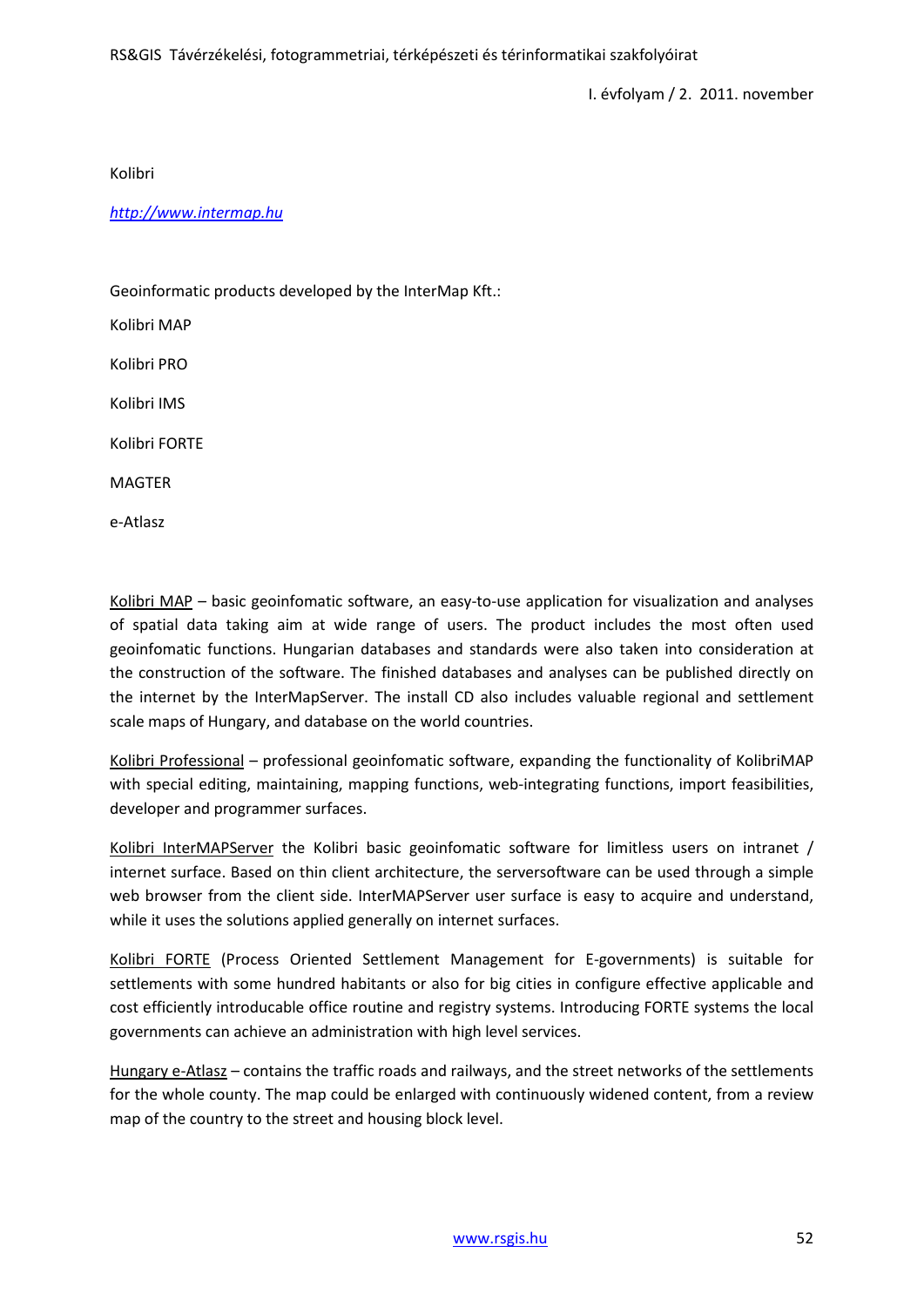Kolibri

*http://www.intermap.hu*

Geoinformatic products developed by the InterMap Kft.:

Kolibri MAP

Kolibri PRO

Kolibri IMS

Kolibri FORTE

MAGTER

e-Atlasz

Kolibri MAP – basic geoinfomatic software, an easy-to-use application for visualization and analyses of spatial data taking aim at wide range of users. The product includes the most often used geoinfomatic functions. Hungarian databases and standards were also taken into consideration at the construction of the software. The finished databases and analyses can be published directly on the internet by the InterMapServer. The install CD also includes valuable regional and settlement scale maps of Hungary, and database on the world countries.

Kolibri Professional – professional geoinfomatic software, expanding the functionality of KolibriMAP with special editing, maintaining, mapping functions, web-integrating functions, import feasibilities, developer and programmer surfaces.

Kolibri InterMAPServer the Kolibri basic geoinfomatic software for limitless users on intranet / internet surface. Based on thin client architecture, the serversoftware can be used through a simple web browser from the client side. InterMAPServer user surface is easy to acquire and understand, while it uses the solutions applied generally on internet surfaces.

Kolibri FORTE (Process Oriented Settlement Management for E-governments) is suitable for settlements with some hundred habitants or also for big cities in configure effective applicable and cost efficiently introducable office routine and registry systems. Introducing FORTE systems the local governments can achieve an administration with high level services.

Hungary e-Atlasz – contains the traffic roads and railways, and the street networks of the settlements for the whole county. The map could be enlarged with continuously widened content, from a review map of the country to the street and housing block level.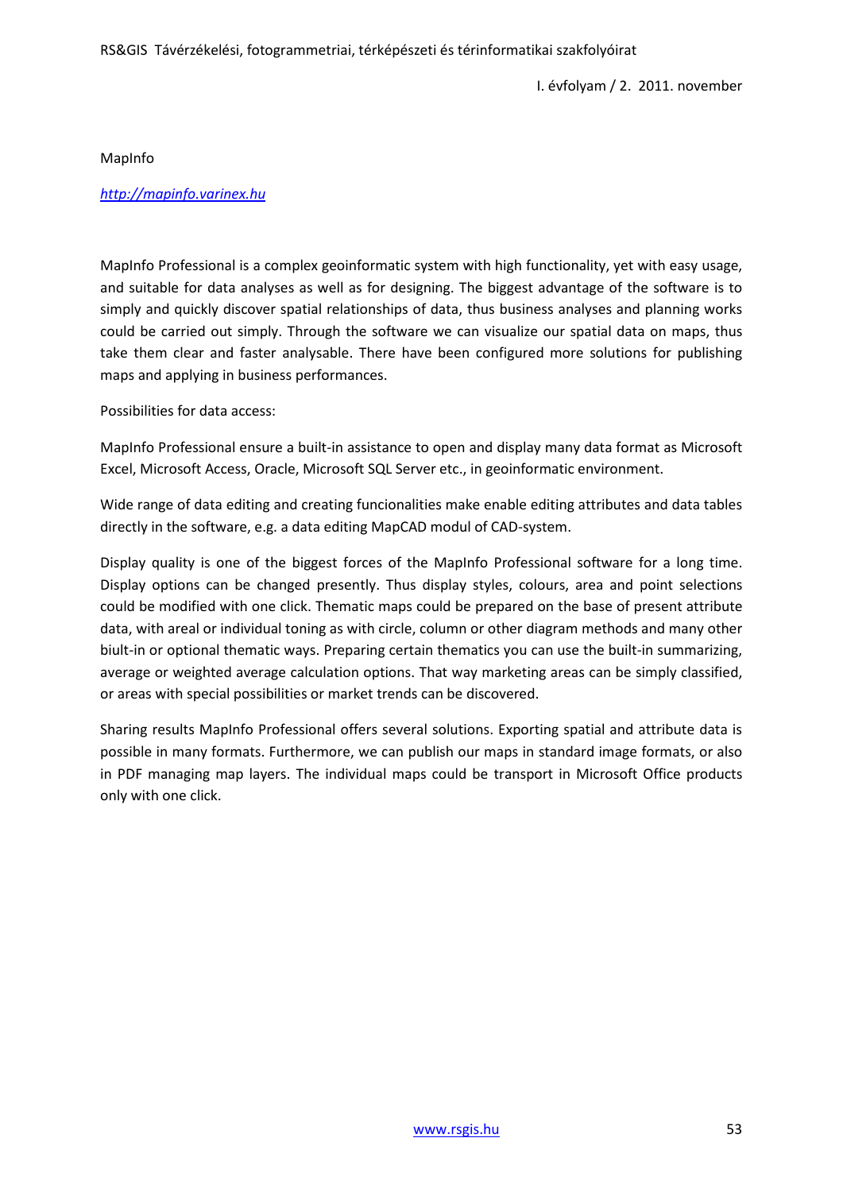MapInfo

*http://mapinfo.varinex.hu*

MapInfo Professional is a complex geoinformatic system with high functionality, yet with easy usage, and suitable for data analyses as well as for designing. The biggest advantage of the software is to simply and quickly discover spatial relationships of data, thus business analyses and planning works could be carried out simply. Through the software we can visualize our spatial data on maps, thus take them clear and faster analysable. There have been configured more solutions for publishing maps and applying in business performances.

Possibilities for data access:

MapInfo Professional ensure a built-in assistance to open and display many data format as Microsoft Excel, Microsoft Access, Oracle, Microsoft SQL Server etc., in geoinformatic environment.

Wide range of data editing and creating funcionalities make enable editing attributes and data tables directly in the software, e.g. a data editing MapCAD modul of CAD-system.

Display quality is one of the biggest forces of the MapInfo Professional software for a long time. Display options can be changed presently. Thus display styles, colours, area and point selections could be modified with one click. Thematic maps could be prepared on the base of present attribute data, with areal or individual toning as with circle, column or other diagram methods and many other biult-in or optional thematic ways. Preparing certain thematics you can use the built-in summarizing, average or weighted average calculation options. That way marketing areas can be simply classified, or areas with special possibilities or market trends can be discovered.

Sharing results MapInfo Professional offers several solutions. Exporting spatial and attribute data is possible in many formats. Furthermore, we can publish our maps in standard image formats, or also in PDF managing map layers. The individual maps could be transport in Microsoft Office products only with one click.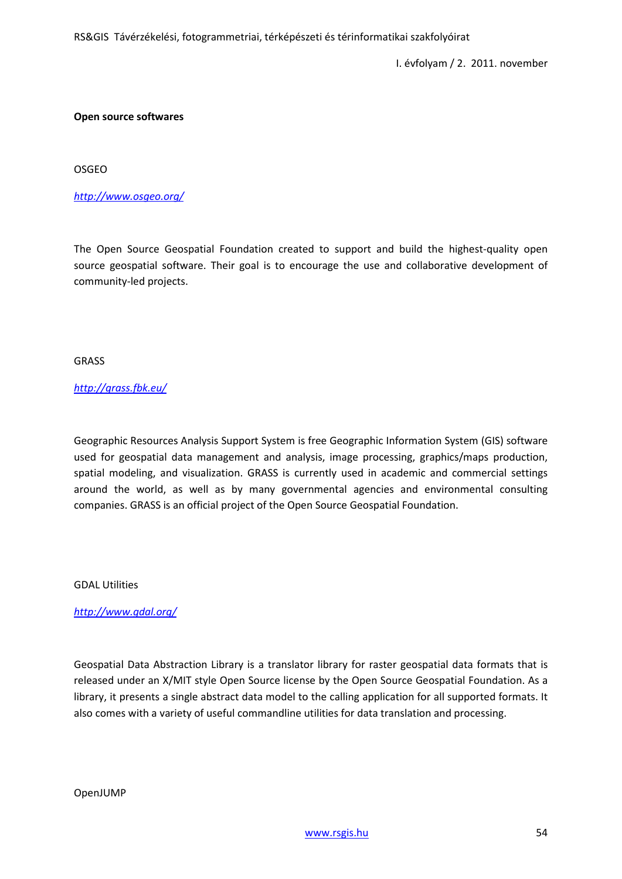**Open source softwares**

OSGEO

*http://www.osgeo.org/*

The Open Source Geospatial Foundation created to support and build the highest-quality open source geospatial software. Their goal is to encourage the use and collaborative development of community-led projects.

GRASS

*http://grass.fbk.eu/*

Geographic Resources Analysis Support System is free Geographic Information System (GIS) software used for geospatial data management and analysis, image processing, graphics/maps production, spatial modeling, and visualization. GRASS is currently used in academic and commercial settings around the world, as well as by many governmental agencies and environmental consulting companies. GRASS is an official project of the Open Source Geospatial Foundation.

GDAL Utilities

*http://www.gdal.org/*

Geospatial Data Abstraction Library is a translator library for raster geospatial data formats that is released under an X/MIT style Open Source license by the Open Source Geospatial Foundation. As a library, it presents a single abstract data model to the calling application for all supported formats. It also comes with a variety of useful commandline utilities for data translation and processing.

OpenJUMP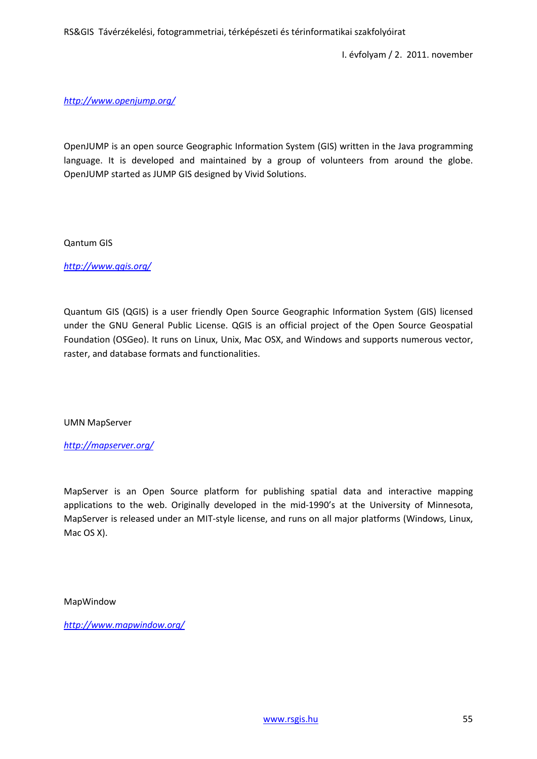http://www.openjump.org/

OpenJUMP is an open source Geographic Information System (GIS) written in the Java programming language. It is developed and maintained by a group of volunteers from around the globe. OpenJUMP started as JUMP GIS designed by Vivid Solutions.

Qantum GIS

http://www.qgis.org/

Quantum GIS (QGIS) is a user friendly Open Source Geographic Information System (GIS) licensed under the GNU General Public License. QGIS is an official project of the Open Source Geospatial Foundation (OSGeo). It runs on Linux, Unix, Mac OSX, and Windows and supports numerous vector, raster, and database formats and functionalities.

UMN MapServer

http://mapserver.org/

MapServer is an Open Source platform for publishing spatial data and interactive mapping applications to the web. Originally developed in the mid-1990's at the University of Minnesota, MapServer is released under an MIT-style license, and runs on all major platforms (Windows, Linux, Mac OS X).

MapWindow

http://www.mapwindow.org/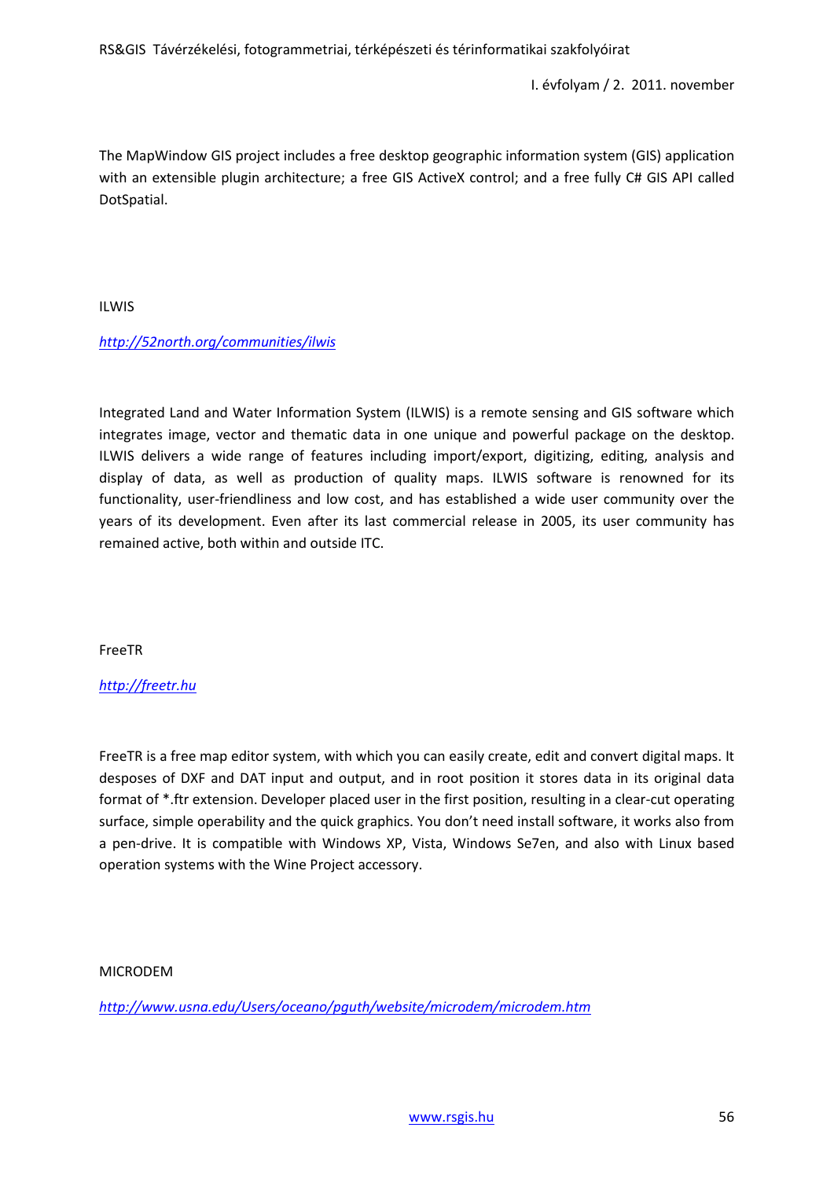The MapWindow GIS project includes a free desktop geographic information system (GIS) application with an extensible plugin architecture; a free GIS ActiveX control; and a free fully C# GIS API called DotSpatial.

ILWIS

*http://52north.org/communities/ilwis*

Integrated Land and Water Information System (ILWIS) is a remote sensing and GIS software which integrates image, vector and thematic data in one unique and powerful package on the desktop. ILWIS delivers a wide range of features including import/export, digitizing, editing, analysis and display of data, as well as production of quality maps. ILWIS software is renowned for its functionality, user-friendliness and low cost, and has established a wide user community over the years of its development. Even after its last commercial release in 2005, its user community has remained active, both within and outside ITC.

FreeTR

*http://freetr.hu*

FreeTR is a free map editor system, with which you can easily create, edit and convert digital maps. It desposes of DXF and DAT input and output, and in root position it stores data in its original data format of *.ftr extension. Developer placed user in the first position, resulting in a clear-cut operating surface, simple operability and the quick graphics. You don't need install software, it works also from a pen-drive. It is compatible with Windows XP, Vista, Windows Se7en, and also with Linux based operation systems with the Wine Project accessory.

MICRODEM

*http://www.usna.edu/Users/oceano/pguth/website/microdem/microdem.htm*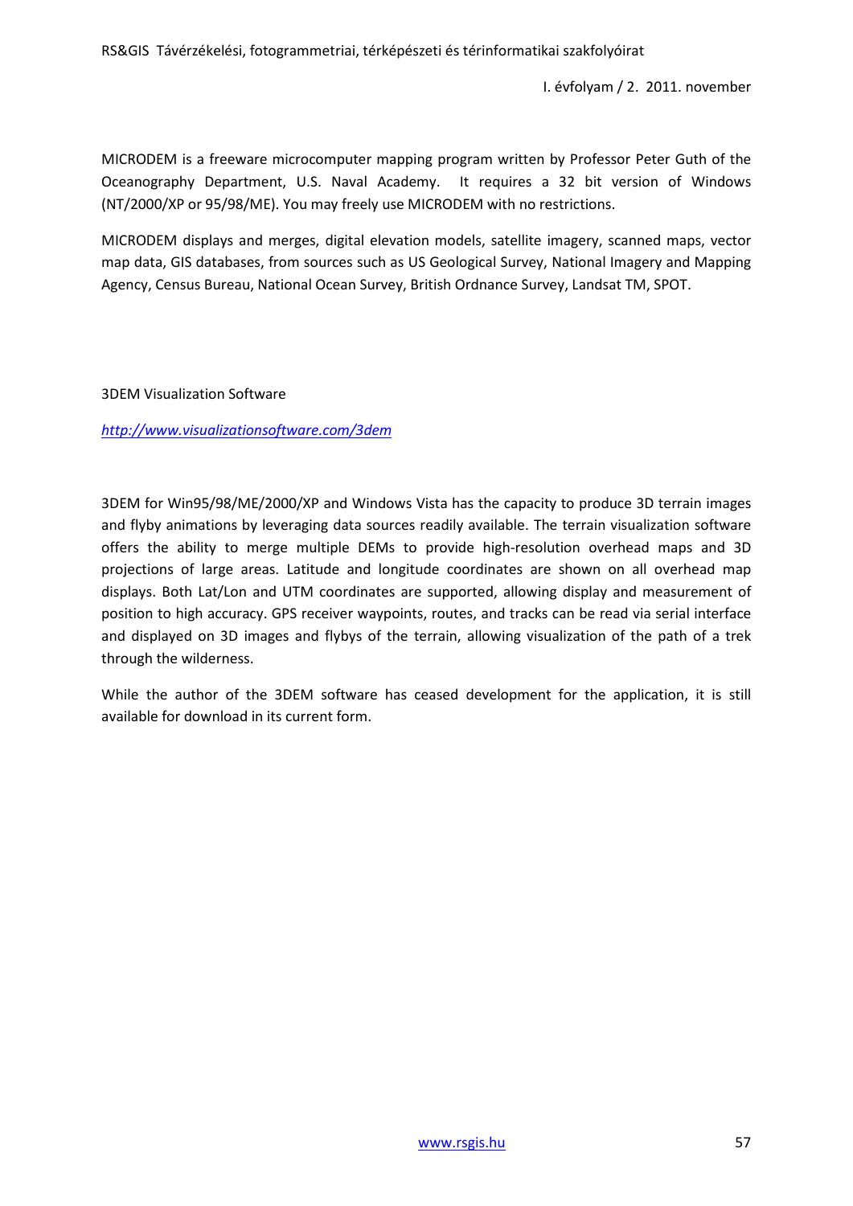MICRODEM is a freeware microcomputer mapping program written by Professor Peter Guth of the Oceanography Department, U.S. Naval Academy. It requires a 32 bit version of Windows (NT/2000/XP or 95/98/ME). You may freely use MICRODEM with no restrictions.

MICRODEM displays and merges, digital elevation models, satellite imagery, scanned maps, vector map data, GIS databases, from sources such as US Geological Survey, National Imagery and Mapping Agency, Census Bureau, National Ocean Survey, British Ordnance Survey, Landsat TM, SPOT.

3DEM Visualization Software

*http://www.visualizationsoftware.com/3dem*

3DEM for Win95/98/ME/2000/XP and Windows Vista has the capacity to produce 3D terrain images and flyby animations by leveraging data sources readily available. The terrain visualization software offers the ability to merge multiple DEMs to provide high-resolution overhead maps and 3D projections of large areas. Latitude and longitude coordinates are shown on all overhead map displays. Both Lat/Lon and UTM coordinates are supported, allowing display and measurement of position to high accuracy. GPS receiver waypoints, routes, and tracks can be read via serial interface and displayed on 3D images and flybys of the terrain, allowing visualization of the path of a trek through the wilderness.

While the author of the 3DEM software has ceased development for the application, it is still available for download in its current form.